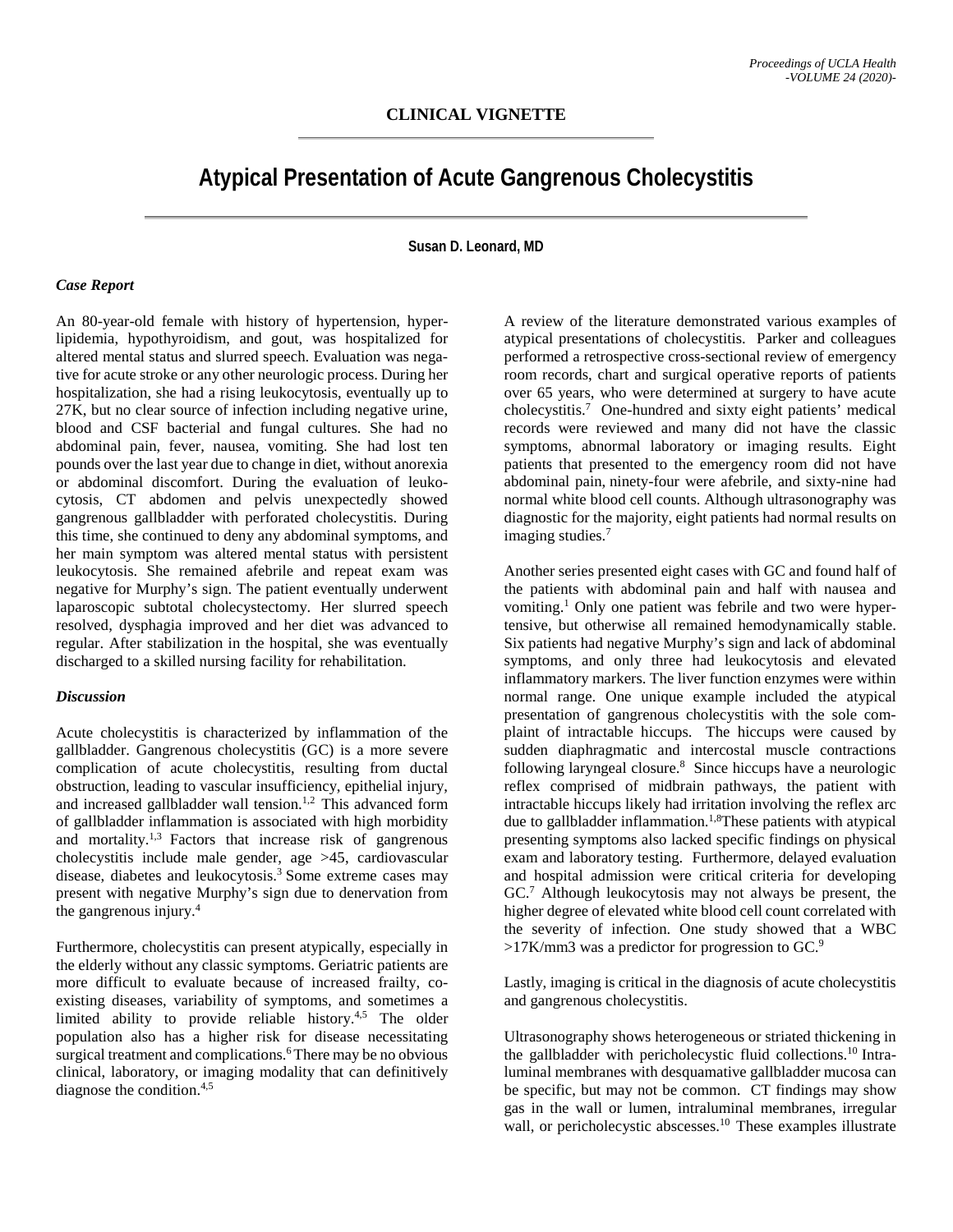**CLINICAL VIGNETTE**

# Atypical Presentation of Acute Gangrenous Cholecystitis

**Susan D. Leonard, MD**

### *Case Report*

An 80-year-old female with history of hypertension, hyperlipidemia, hypothyroidism, and gout, was hospitalized for altered mental status and slurred speech. Evaluation was negative for acute stroke or any other neurologic process. During her hospitalization, she had a rising leukocytosis, eventually up to 27K, but no clear source of infection including negative urine, blood and CSF bacterial and fungal cultures. She had no abdominal pain, fever, nausea, vomiting. She had lost ten pounds over the last year due to change in diet, without anorexia or abdominal discomfort. During the evaluation of leukocytosis, CT abdomen and pelvis unexpectedly showed gangrenous gallbladder with perforated cholecystitis. During this time, she continued to deny any abdominal symptoms, and her main symptom was altered mental status with persistent leukocytosis. She remained afebrile and repeat exam was negative for Murphy's sign. The patient eventually underwent laparoscopic subtotal cholecystectomy. Her slurred speech resolved, dysphagia improved and her diet was advanced to regular. After stabilization in the hospital, she was eventually discharged to a skilled nursing facility for rehabilitation.

### *Discussion*

Acute cholecystitis is characterized by inflammation of the gallbladder. Gangrenous cholecystitis (GC) is a more severe complication of acute cholecystitis, resulting from ductal obstruction, leading to vascular insufficiency, epithelial injury, and increased gallbladder wall tension.[1,2] This advanced form of gallbladder inflammation is associated with high morbidity and mortality.[1,3] Factors that increase risk of gangrenous cholecystitis include male gender, age >45, cardiovascular disease, diabetes and leukocytosis.[3] Some extreme cases may present with negative Murphy's sign due to denervation from the gangrenous injury.[4]

Furthermore, cholecystitis can present atypically, especially in the elderly without any classic symptoms. Geriatric patients are more difficult to evaluate because of increased frailty, co-existing diseases, variability of symptoms, and sometimes a limited ability to provide reliable history.[4,5] The older population also has a higher risk for disease necessitating surgical treatment and complications.[6] There may be no obvious clinical, laboratory, or imaging modality that can definitively diagnose the condition.[4,5]

A review of the literature demonstrated various examples of atypical presentations of cholecystitis. Parker and colleagues performed a retrospective cross-sectional review of emergency room records, chart and surgical operative reports of patients over 65 years, who were determined at surgery to have acute cholecystitis.[7] One-hundred and sixty eight patients' medical records were reviewed and many did not have the classic symptoms, abnormal laboratory or imaging results. Eight patients that presented to the emergency room did not have abdominal pain, ninety-four were afebrile, and sixty-nine had normal white blood cell counts. Although ultrasonography was diagnostic for the majority, eight patients had normal results on imaging studies.[7]

Another series presented eight cases with GC and found half of the patients with abdominal pain and half with nausea and vomiting.[1] Only one patient was febrile and two were hypertensive, but otherwise all remained hemodynamically stable. Six patients had negative Murphy's sign and lack of abdominal symptoms, and only three had leukocytosis and elevated inflammatory markers. The liver function enzymes were within normal range. One unique example included the atypical presentation of gangrenous cholecystitis with the sole complaint of intractable hiccups. The hiccups were caused by sudden diaphragmatic and intercostal muscle contractions following laryngeal closure.[8] Since hiccups have a neurologic reflex comprised of midbrain pathways, the patient with intractable hiccups likely had irritation involving the reflex arc due to gallbladder inflammation.[1,8] These patients with atypical presenting symptoms also lacked specific findings on physical exam and laboratory testing. Furthermore, delayed evaluation and hospital admission were critical criteria for developing GC.[7] Although leukocytosis may not always be present, the higher degree of elevated white blood cell count correlated with the severity of infection. One study showed that a WBC >17K/mm3 was a predictor for progression to GC.[9]

Lastly, imaging is critical in the diagnosis of acute cholecystitis and gangrenous cholecystitis.

Ultrasonography shows heterogeneous or striated thickening in the gallbladder with pericholecystic fluid collections.[10] Intraluminal membranes with desquamative gallbladder mucosa can be specific, but may not be common. CT findings may show gas in the wall or lumen, intraluminal membranes, irregular wall, or pericholecystic abscesses.[10] These examples illustrate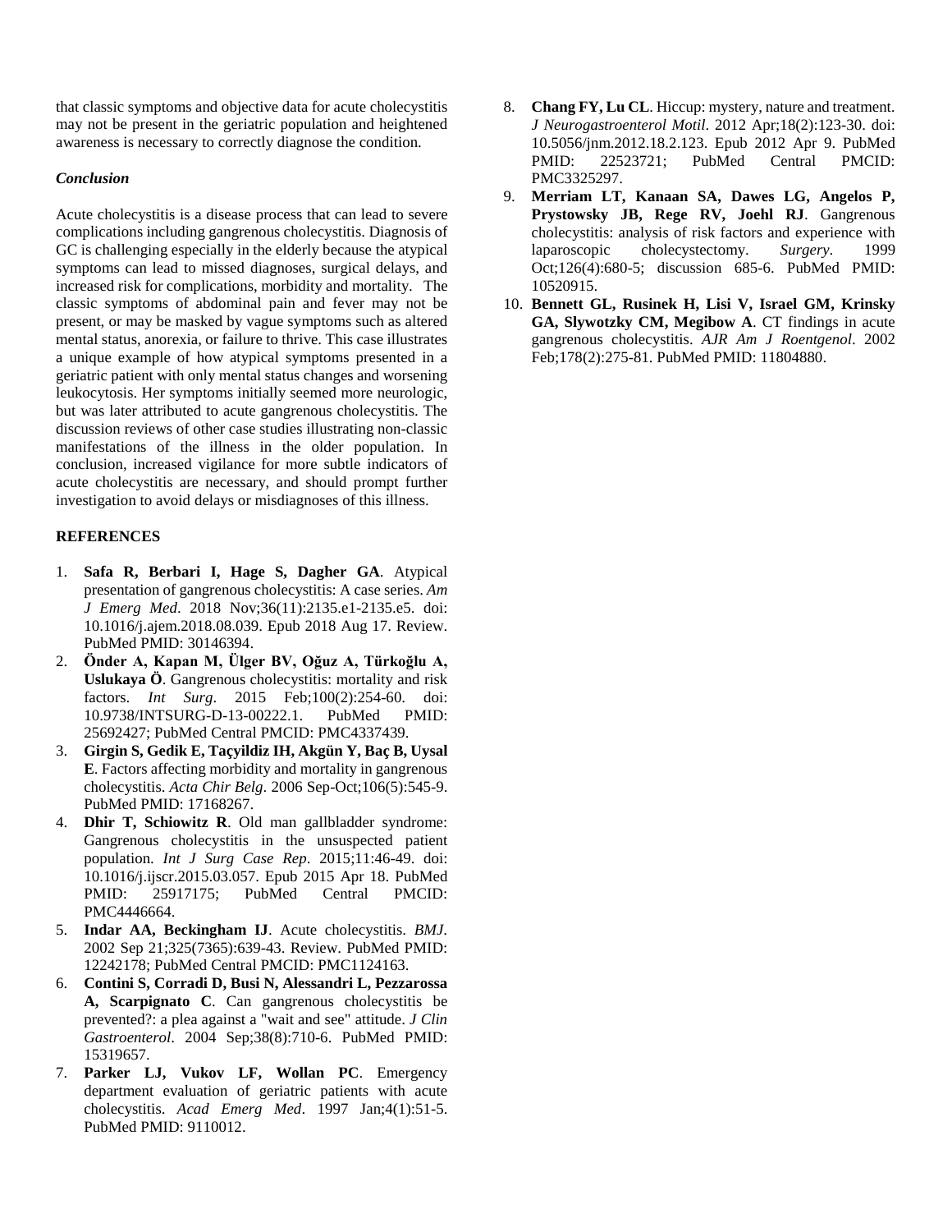that classic symptoms and objective data for acute cholecystitis may not be present in the geriatric population and heightened awareness is necessary to correctly diagnose the condition.

### *Conclusion*

Acute cholecystitis is a disease process that can lead to severe complications including gangrenous cholecystitis. Diagnosis of GC is challenging especially in the elderly because the atypical symptoms can lead to missed diagnoses, surgical delays, and increased risk for complications, morbidity and mortality. The classic symptoms of abdominal pain and fever may not be present, or may be masked by vague symptoms such as altered mental status, anorexia, or failure to thrive. This case illustrates a unique example of how atypical symptoms presented in a geriatric patient with only mental status changes and worsening leukocytosis. Her symptoms initially seemed more neurologic, but was later attributed to acute gangrenous cholecystitis. The discussion reviews of other case studies illustrating non-classic manifestations of the illness in the older population. In conclusion, increased vigilance for more subtle indicators of acute cholecystitis are necessary, and should prompt further investigation to avoid delays or misdiagnoses of this illness.

## REFERENCES

1. **Safa R, Berbari I, Hage S, Dagher GA**. Atypical presentation of gangrenous cholecystitis: A case series. *Am J Emerg Med*. 2018 Nov;36(11):2135.e1-2135.e5. doi: 10.1016/j.ajem.2018.08.039. Epub 2018 Aug 17. Review. PubMed PMID: 30146394.
2. **Önder A, Kapan M, Ülger BV, Oğuz A, Türkoğlu A, Uslukaya Ö**. Gangrenous cholecystitis: mortality and risk factors. *Int Surg*. 2015 Feb;100(2):254-60. doi: 10.9738/INTSURG-D-13-00222.1. PubMed PMID: 25692427; PubMed Central PMCID: PMC4337439.
3. **Girgin S, Gedik E, Taçyildiz IH, Akgün Y, Baç B, Uysal E**. Factors affecting morbidity and mortality in gangrenous cholecystitis. *Acta Chir Belg*. 2006 Sep-Oct;106(5):545-9. PubMed PMID: 17168267.
4. **Dhir T, Schiowitz R**. Old man gallbladder syndrome: Gangrenous cholecystitis in the unsuspected patient population. *Int J Surg Case Rep*. 2015;11:46-49. doi: 10.1016/j.ijscr.2015.03.057. Epub 2015 Apr 18. PubMed PMID: 25917175; PubMed Central PMCID: PMC4446664.
5. **Indar AA, Beckingham IJ**. Acute cholecystitis. *BMJ*. 2002 Sep 21;325(7365):639-43. Review. PubMed PMID: 12242178; PubMed Central PMCID: PMC1124163.
6. **Contini S, Corradi D, Busi N, Alessandri L, Pezzarossa A, Scarpignato C**. Can gangrenous cholecystitis be prevented?: a plea against a "wait and see" attitude. *J Clin Gastroenterol*. 2004 Sep;38(8):710-6. PubMed PMID: 15319657.
7. **Parker LJ, Vukov LF, Wollan PC**. Emergency department evaluation of geriatric patients with acute cholecystitis. *Acad Emerg Med*. 1997 Jan;4(1):51-5. PubMed PMID: 9110012.
8. **Chang FY, Lu CL**. Hiccup: mystery, nature and treatment. *J Neurogastroenterol Motil*. 2012 Apr;18(2):123-30. doi: 10.5056/jnm.2012.18.2.123. Epub 2012 Apr 9. PubMed PMID: 22523721; PubMed Central PMCID: PMC3325297.
9. **Merriam LT, Kanaan SA, Dawes LG, Angelos P, Prystowsky JB, Rege RV, Joehl RJ**. Gangrenous cholecystitis: analysis of risk factors and experience with laparoscopic cholecystectomy. *Surgery*. 1999 Oct;126(4):680-5; discussion 685-6. PubMed PMID: 10520915.
10. **Bennett GL, Rusinek H, Lisi V, Israel GM, Krinsky GA, Slywotzky CM, Megibow A**. CT findings in acute gangrenous cholecystitis. *AJR Am J Roentgenol*. 2002 Feb;178(2):275-81. PubMed PMID: 11804880.